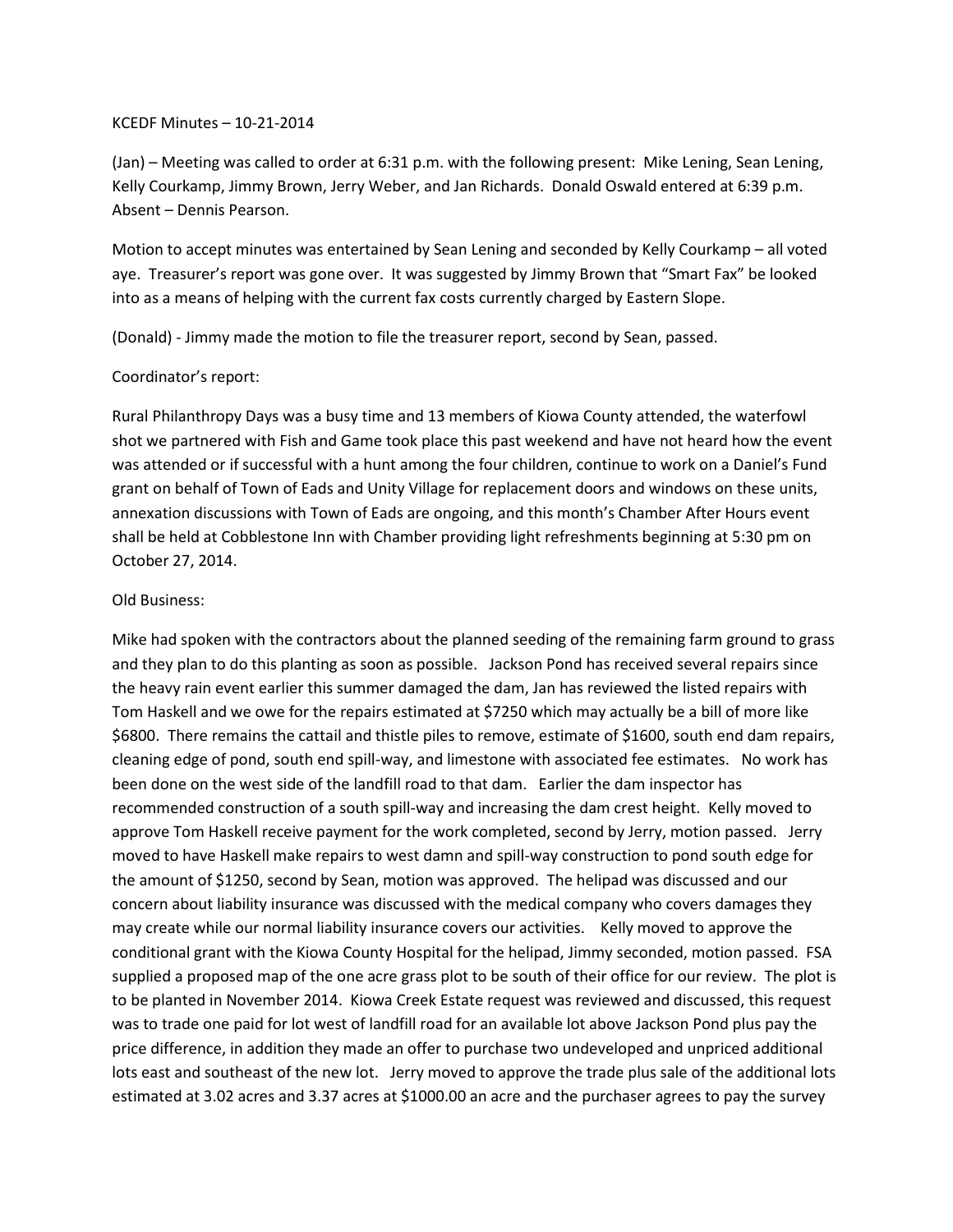KCEDF Minutes – 10-21-2014

(Jan) – Meeting was called to order at 6:31 p.m. with the following present: Mike Lening, Sean Lening, Kelly Courkamp, Jimmy Brown, Jerry Weber, and Jan Richards. Donald Oswald entered at 6:39 p.m. Absent – Dennis Pearson.

Motion to accept minutes was entertained by Sean Lening and seconded by Kelly Courkamp – all voted aye. Treasurer's report was gone over. It was suggested by Jimmy Brown that "Smart Fax" be looked into as a means of helping with the current fax costs currently charged by Eastern Slope.

(Donald) - Jimmy made the motion to file the treasurer report, second by Sean, passed.

Coordinator's report:

Rural Philanthropy Days was a busy time and 13 members of Kiowa County attended, the waterfowl shot we partnered with Fish and Game took place this past weekend and have not heard how the event was attended or if successful with a hunt among the four children, continue to work on a Daniel's Fund grant on behalf of Town of Eads and Unity Village for replacement doors and windows on these units, annexation discussions with Town of Eads are ongoing, and this month's Chamber After Hours event shall be held at Cobblestone Inn with Chamber providing light refreshments beginning at 5:30 pm on October 27, 2014.

Old Business:

Mike had spoken with the contractors about the planned seeding of the remaining farm ground to grass and they plan to do this planting as soon as possible. Jackson Pond has received several repairs since the heavy rain event earlier this summer damaged the dam, Jan has reviewed the listed repairs with Tom Haskell and we owe for the repairs estimated at $7250 which may actually be a bill of more like $6800. There remains the cattail and thistle piles to remove, estimate of $1600, south end dam repairs, cleaning edge of pond, south end spill-way, and limestone with associated fee estimates. No work has been done on the west side of the landfill road to that dam. Earlier the dam inspector has recommended construction of a south spill-way and increasing the dam crest height. Kelly moved to approve Tom Haskell receive payment for the work completed, second by Jerry, motion passed. Jerry moved to have Haskell make repairs to west damn and spill-way construction to pond south edge for the amount of $1250, second by Sean, motion was approved. The helipad was discussed and our concern about liability insurance was discussed with the medical company who covers damages they may create while our normal liability insurance covers our activities. Kelly moved to approve the conditional grant with the Kiowa County Hospital for the helipad, Jimmy seconded, motion passed. FSA supplied a proposed map of the one acre grass plot to be south of their office for our review. The plot is to be planted in November 2014. Kiowa Creek Estate request was reviewed and discussed, this request was to trade one paid for lot west of landfill road for an available lot above Jackson Pond plus pay the price difference, in addition they made an offer to purchase two undeveloped and unpriced additional lots east and southeast of the new lot. Jerry moved to approve the trade plus sale of the additional lots estimated at 3.02 acres and 3.37 acres at $1000.00 an acre and the purchaser agrees to pay the survey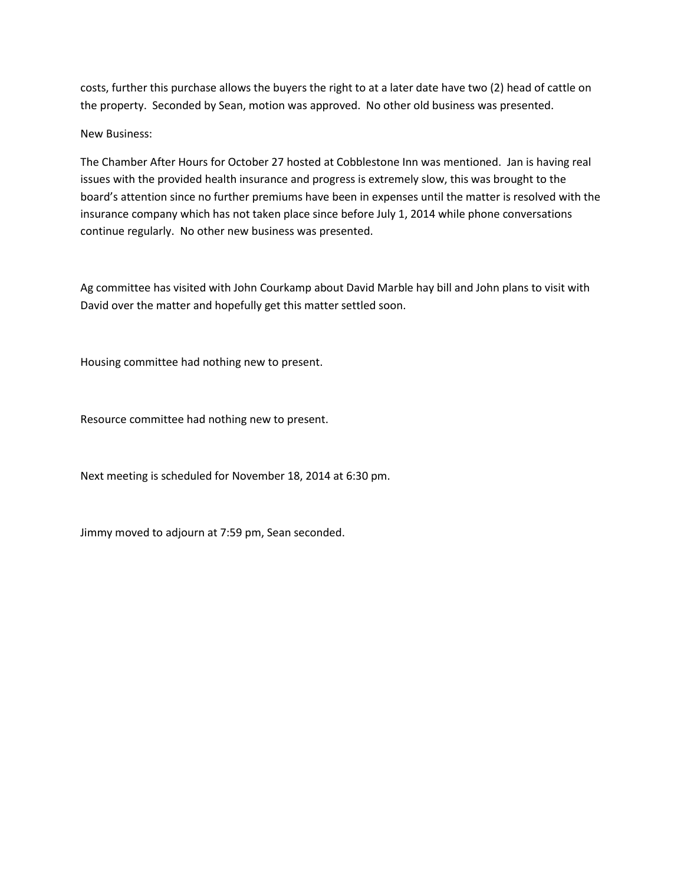costs, further this purchase allows the buyers the right to at a later date have two (2) head of cattle on the property. Seconded by Sean, motion was approved. No other old business was presented.

New Business:

The Chamber After Hours for October 27 hosted at Cobblestone Inn was mentioned. Jan is having real issues with the provided health insurance and progress is extremely slow, this was brought to the board's attention since no further premiums have been in expenses until the matter is resolved with the insurance company which has not taken place since before July 1, 2014 while phone conversations continue regularly. No other new business was presented.

Ag committee has visited with John Courkamp about David Marble hay bill and John plans to visit with David over the matter and hopefully get this matter settled soon.

Housing committee had nothing new to present.

Resource committee had nothing new to present.

Next meeting is scheduled for November 18, 2014 at 6:30 pm.

Jimmy moved to adjourn at 7:59 pm, Sean seconded.